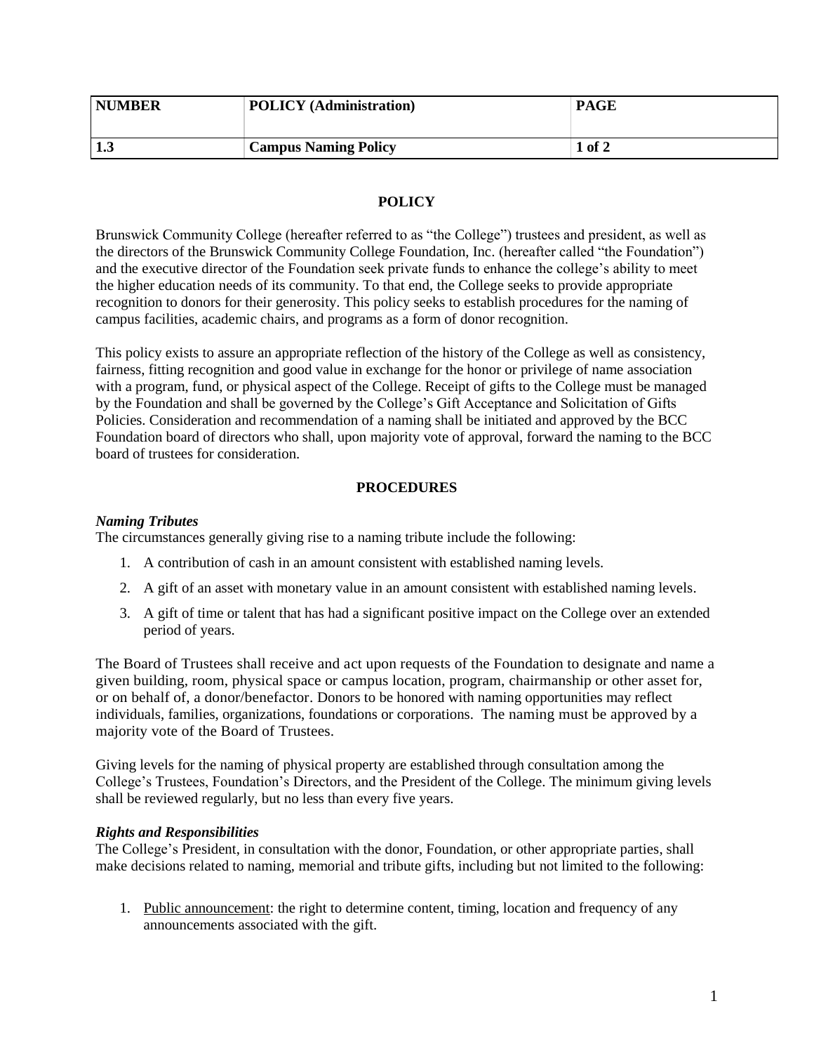| NUMBER | POLICY (Administration) | PAGE |
| --- | --- | --- |
| 1.3 | Campus Naming Policy | 1 of 2 |

## POLICY

Brunswick Community College (hereafter referred to as "the College") trustees and president, as well as the directors of the Brunswick Community College Foundation, Inc. (hereafter called "the Foundation") and the executive director of the Foundation seek private funds to enhance the college's ability to meet the higher education needs of its community. To that end, the College seeks to provide appropriate recognition to donors for their generosity. This policy seeks to establish procedures for the naming of campus facilities, academic chairs, and programs as a form of donor recognition.

This policy exists to assure an appropriate reflection of the history of the College as well as consistency, fairness, fitting recognition and good value in exchange for the honor or privilege of name association with a program, fund, or physical aspect of the College. Receipt of gifts to the College must be managed by the Foundation and shall be governed by the College's Gift Acceptance and Solicitation of Gifts Policies. Consideration and recommendation of a naming shall be initiated and approved by the BCC Foundation board of directors who shall, upon majority vote of approval, forward the naming to the BCC board of trustees for consideration.

## PROCEDURES

### *Naming Tributes*

The circumstances generally giving rise to a naming tribute include the following:

1. A contribution of cash in an amount consistent with established naming levels.
2. A gift of an asset with monetary value in an amount consistent with established naming levels.
3. A gift of time or talent that has had a significant positive impact on the College over an extended period of years.

The Board of Trustees shall receive and act upon requests of the Foundation to designate and name a given building, room, physical space or campus location, program, chairmanship or other asset for, or on behalf of, a donor/benefactor. Donors to be honored with naming opportunities may reflect individuals, families, organizations, foundations or corporations. The naming must be approved by a majority vote of the Board of Trustees.

Giving levels for the naming of physical property are established through consultation among the College's Trustees, Foundation's Directors, and the President of the College. The minimum giving levels shall be reviewed regularly, but no less than every five years.

### *Rights and Responsibilities*

The College's President, in consultation with the donor, Foundation, or other appropriate parties, shall make decisions related to naming, memorial and tribute gifts, including but not limited to the following:

1. Public announcement: the right to determine content, timing, location and frequency of any announcements associated with the gift.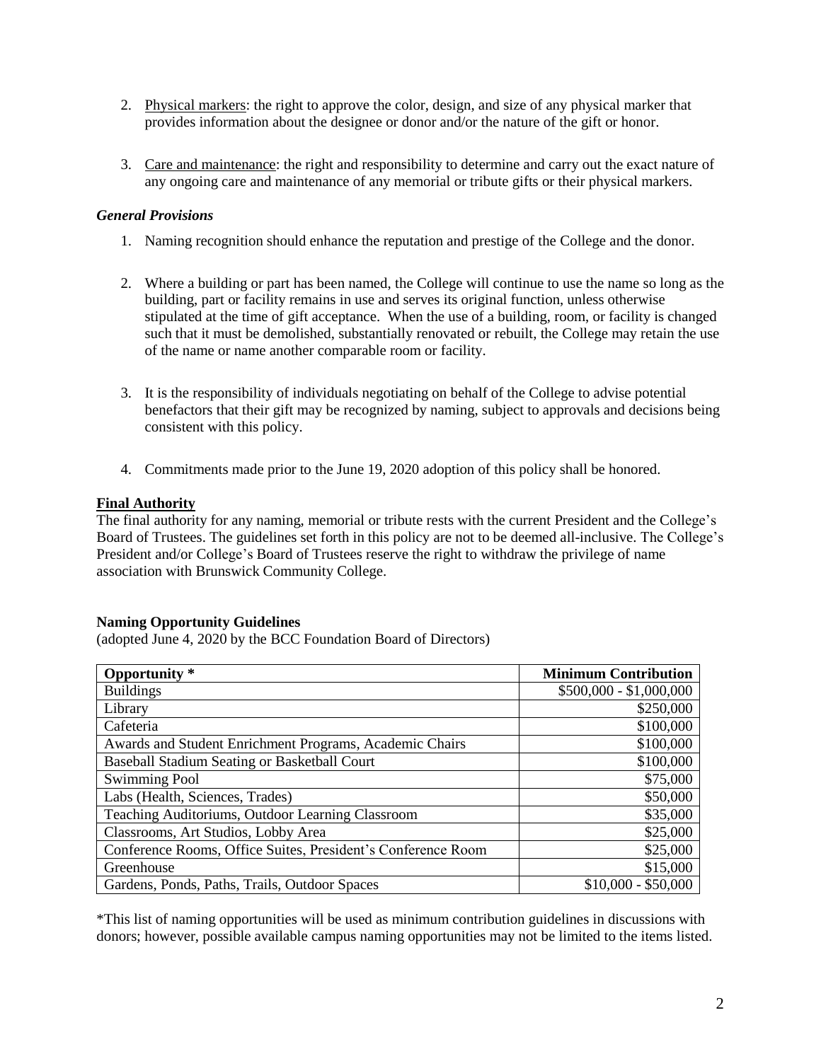2. Physical markers: the right to approve the color, design, and size of any physical marker that provides information about the designee or donor and/or the nature of the gift or honor.

3. Care and maintenance: the right and responsibility to determine and carry out the exact nature of any ongoing care and maintenance of any memorial or tribute gifts or their physical markers.

### *General Provisions*

1. Naming recognition should enhance the reputation and prestige of the College and the donor.

2. Where a building or part has been named, the College will continue to use the name so long as the building, part or facility remains in use and serves its original function, unless otherwise stipulated at the time of gift acceptance. When the use of a building, room, or facility is changed such that it must be demolished, substantially renovated or rebuilt, the College may retain the use of the name or name another comparable room or facility.

3. It is the responsibility of individuals negotiating on behalf of the College to advise potential benefactors that their gift may be recognized by naming, subject to approvals and decisions being consistent with this policy.

4. Commitments made prior to the June 19, 2020 adoption of this policy shall be honored.

## Final Authority

The final authority for any naming, memorial or tribute rests with the current President and the College's Board of Trustees. The guidelines set forth in this policy are not to be deemed all-inclusive. The College's President and/or College's Board of Trustees reserve the right to withdraw the privilege of name association with Brunswick Community College.

## Naming Opportunity Guidelines

(adopted June 4, 2020 by the BCC Foundation Board of Directors)

| Opportunity * | Minimum Contribution |
|---|---|
| Buildings | $500,000 - $1,000,000 |
| Library | $250,000 |
| Cafeteria | $100,000 |
| Awards and Student Enrichment Programs, Academic Chairs | $100,000 |
| Baseball Stadium Seating or Basketball Court | $100,000 |
| Swimming Pool | $75,000 |
| Labs (Health, Sciences, Trades) | $50,000 |
| Teaching Auditoriums, Outdoor Learning Classroom | $35,000 |
| Classrooms, Art Studios, Lobby Area | $25,000 |
| Conference Rooms, Office Suites, President's Conference Room | $25,000 |
| Greenhouse | $15,000 |
| Gardens, Ponds, Paths, Trails, Outdoor Spaces | $10,000 - $50,000 |

*This list of naming opportunities will be used as minimum contribution guidelines in discussions with donors; however, possible available campus naming opportunities may not be limited to the items listed.